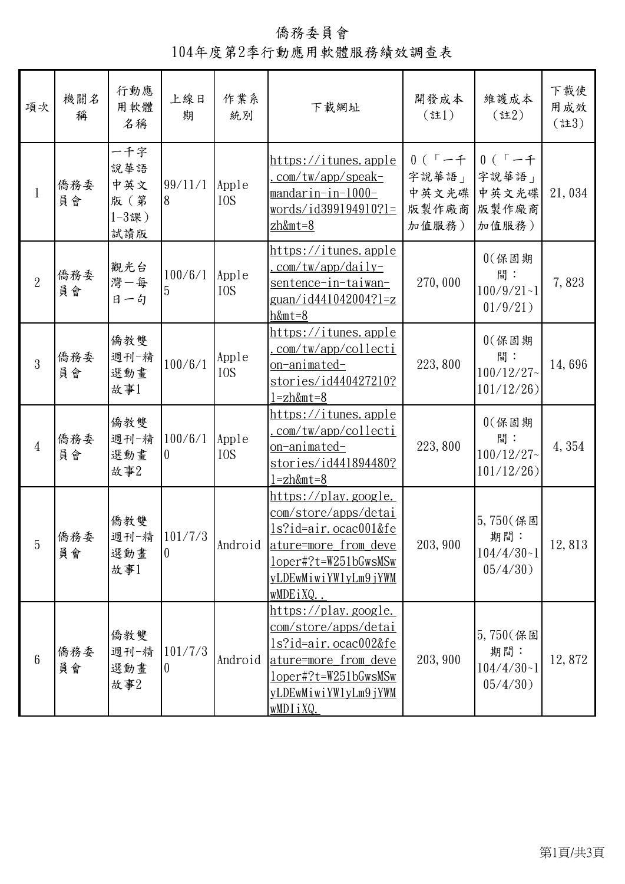# 僑務委員會

## 104年度第2季行動應用軟體服務績效調查表

| 項次 | 機關名稱 | 行動應用軟體名稱 | 上線日期 | 作業系統別 | 下載網址 | 開發成本（註1） | 維護成本（註2） | 下載使用成效（註3） |
|---|---|---|---|---|---|---|---|---|
| 1 | 僑務委員會 | 一千字說華語中英文版（第1-3課）試讀版 | 99/11/18 | Apple IOS | https://itunes.apple.com/tw/app/speak-mandarin-in-1000-words/id399194910?l=zh&mt=8 | 0（「一千字說華語」中英文光碟版製作廠商加值服務） | 0（「一千字說華語」中英文光碟版製作廠商加值服務） | 21,034 |
| 2 | 僑務委員會 | 觀光台灣－每日一句 | 100/6/15 | Apple IOS | https://itunes.apple.com/tw/app/daily-sentence-in-taiwan-guan/id441042004?l=zh&mt=8 | 270,000 | 0(保固期間：100/9/21~101/9/21） | 7,823 |
| 3 | 僑務委員會 | 僑教雙週刊-精選動畫故事1 | 100/6/1 | Apple IOS | https://itunes.apple.com/tw/app/collection-animated-stories/id440427210?l=zh&mt=8 | 223,800 | 0(保固期間：100/12/27~101/12/26) | 14,696 |
| 4 | 僑務委員會 | 僑教雙週刊-精選動畫故事2 | 100/6/10 | Apple IOS | https://itunes.apple.com/tw/app/collection-animated-stories/id441894480?l=zh&mt=8 | 223,800 | 0(保固期間：100/12/27~101/12/26) | 4,354 |
| 5 | 僑務委員會 | 僑教雙週刊-精選動畫故事1 | 101/7/30 | Android | https://play.google.com/store/apps/details?id=air.ocac001&feature=more_from_developer#?t=W251bGwsMSwyLDEwMiwiYW1yLm9jYWMwMDEiXQ.. | 203,900 | 5,750(保固期間：104/4/30~105/4/30) | 12,813 |
| 6 | 僑務委員會 | 僑教雙週刊-精選動畫故事2 | 101/7/30 | Android | https://play.google.com/store/apps/details?id=air.ocac002&feature=more_from_developer#?t=W251bGwsMSwyLDEwMiwiYW1yLm9jYWMwMDIiXQ. | 203,900 | 5,750(保固期間：104/4/30~105/4/30) | 12,872 |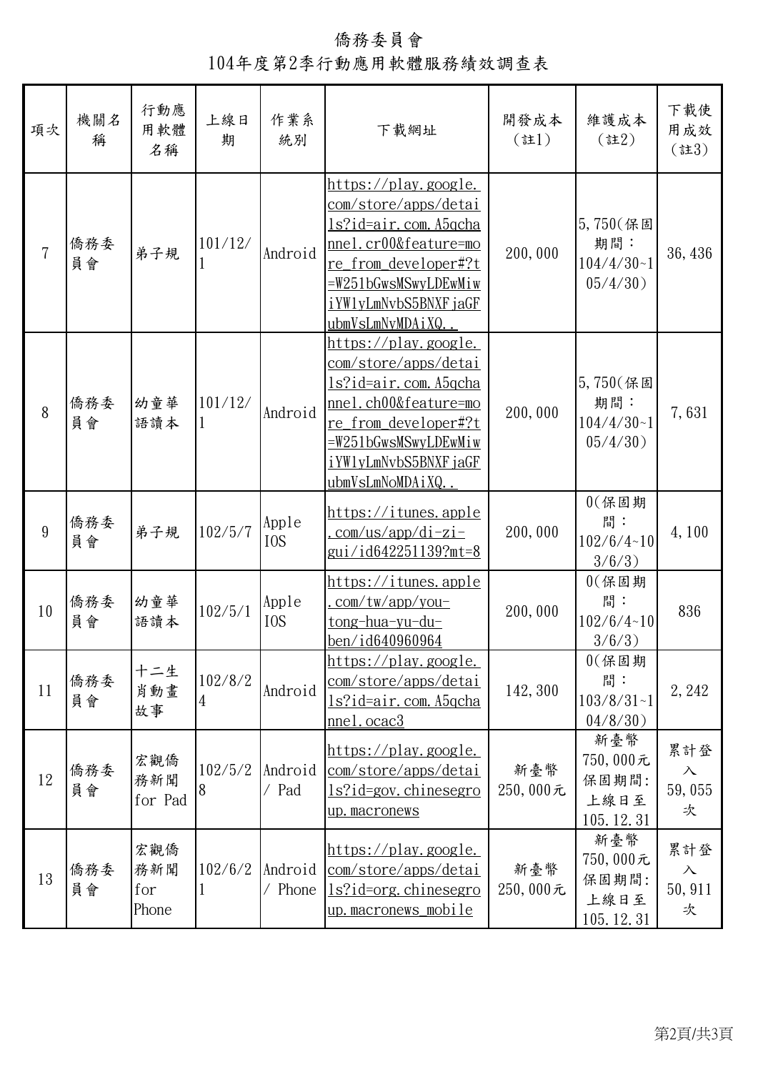# 僑務委員會

## 104年度第2季行動應用軟體服務績效調查表

| 項次 | 機關名稱 | 行動應用軟體名稱 | 上線日期 | 作業系統別 | 下載網址 | 開發成本（註1） | 維護成本（註2） | 下載使用成效（註3） |
|---|---|---|---|---|---|---|---|---|
| 7 | 僑務委員會 | 弟子規 | 101/12/1 | Android | https://play.google.com/store/apps/details?id=air.com.A5qchannel.cr00&feature=more_from_developer#?t=W251bGwsMSwyLDEwMiwiYW1yLmNvbS5BNXFjaGFubmVsLmNyMDAiXQ.. | 200,000 | 5,750(保固期間：104/4/30~105/4/30) | 36,436 |
| 8 | 僑務委員會 | 幼童華語讀本 | 101/12/1 | Android | https://play.google.com/store/apps/details?id=air.com.A5qchannel.ch00&feature=more_from_developer#?t=W251bGwsMSwyLDEwMiwiYW1yLmNvbS5BNXFjaGFubmVsLmNoMDAiXQ.. | 200,000 | 5,750(保固期間：104/4/30~105/4/30) | 7,631 |
| 9 | 僑務委員會 | 弟子規 | 102/5/7 | Apple IOS | https://itunes.apple.com/us/app/di-zi-gui/id642251139?mt=8 | 200,000 | 0(保固期間：102/6/4~103/6/3) | 4,100 |
| 10 | 僑務委員會 | 幼童華語讀本 | 102/5/1 | Apple IOS | https://itunes.apple.com/tw/app/you-tong-hua-yu-du-ben/id640960964 | 200,000 | 0(保固期間：102/6/4~103/6/3) | 836 |
| 11 | 僑務委員會 | 十二生肖動畫故事 | 102/8/24 | Android | https://play.google.com/store/apps/details?id=air.com.A5qchannel.ocac3 | 142,300 | 0(保固期間：103/8/31~104/8/30) | 2,242 |
| 12 | 僑務委員會 | 宏觀僑務新聞 for Pad | 102/5/28 | Android / Pad | https://play.google.com/store/apps/details?id=gov.chinesegroup.macronews | 新臺幣250,000元 | 新臺幣750,000元 保固期間:上線日至105.12.31 | 累計登入59,055次 |
| 13 | 僑務委員會 | 宏觀僑務新聞 for Phone | 102/6/21 | Android / Phone | https://play.google.com/store/apps/details?id=org.chinesegroup.macronews_mobile | 新臺幣250,000元 | 新臺幣750,000元 保固期間:上線日至105.12.31 | 累計登入50,911次 |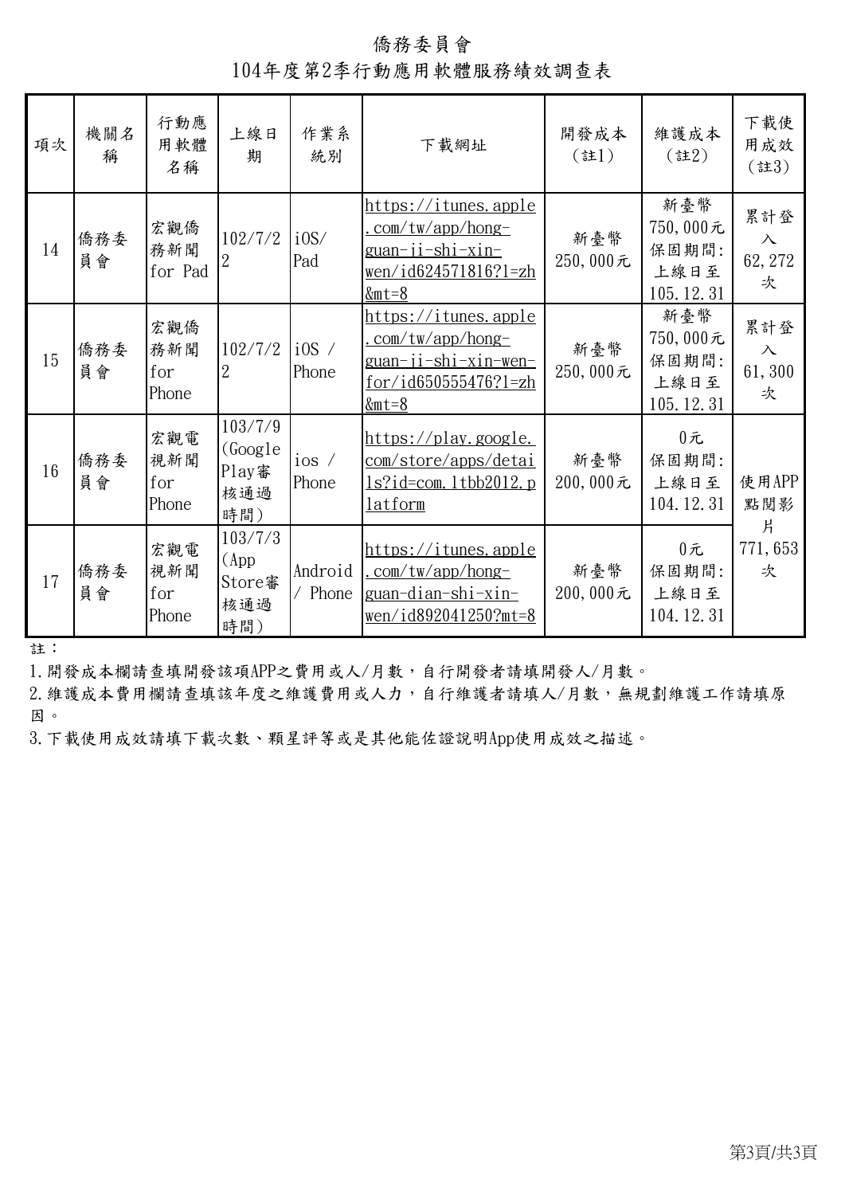# 僑務委員會

## 104年度第2季行動應用軟體服務績效調查表

| 項次 | 機關名稱 | 行動應用軟體名稱 | 上線日期 | 作業系統別 | 下載網址 | 開發成本（註1） | 維護成本（註2） | 下載使用成效（註3） |
|---|---|---|---|---|---|---|---|---|
| 14 | 僑務委員會 | 宏觀僑務新聞 for Pad | 102/7/22 | iOS/Pad | https://itunes.apple.com/tw/app/hong-guan-ji-shi-xin-wen/id624571816?l=zh&mt=8 | 新臺幣250,000元 | 新臺幣750,000元 保固期間:上線日至105.12.31 | 累計登入62,272次 |
| 15 | 僑務委員會 | 宏觀僑務新聞 for Phone | 102/7/22 | iOS / Phone | https://itunes.apple.com/tw/app/hong-guan-ji-shi-xin-wen-for/id650555476?l=zh&mt=8 | 新臺幣250,000元 | 新臺幣750,000元 保固期間:上線日至105.12.31 | 累計登入61,300次 |
| 16 | 僑務委員會 | 宏觀電視新聞 for Phone | 103/7/9 (Google Play審核通過時間) | ios / Phone | https://play.google.com/store/apps/details?id=com.1tbb2012.platform | 新臺幣200,000元 | 0元 保固期間:上線日至104.12.31 | 使用APP點閱影片771,653次 |
| 17 | 僑務委員會 | 宏觀電視新聞 for Phone | 103/7/3 (App Store審核通過時間) | Android / Phone | https://itunes.apple.com/tw/app/hong-guan-dian-shi-xin-wen/id892041250?mt=8 | 新臺幣200,000元 | 0元 保固期間:上線日至104.12.31 | |

註：

1.開發成本欄請查填開發該項APP之費用或人/月數，自行開發者請填開發人/月數。

2.維護成本費用欄請查填該年度之維護費用或人力，自行維護者請填人/月數，無規劃維護工作請填原因。

3.下載使用成效請填下載次數、顆星評等或是其他能佐證說明App使用成效之描述。